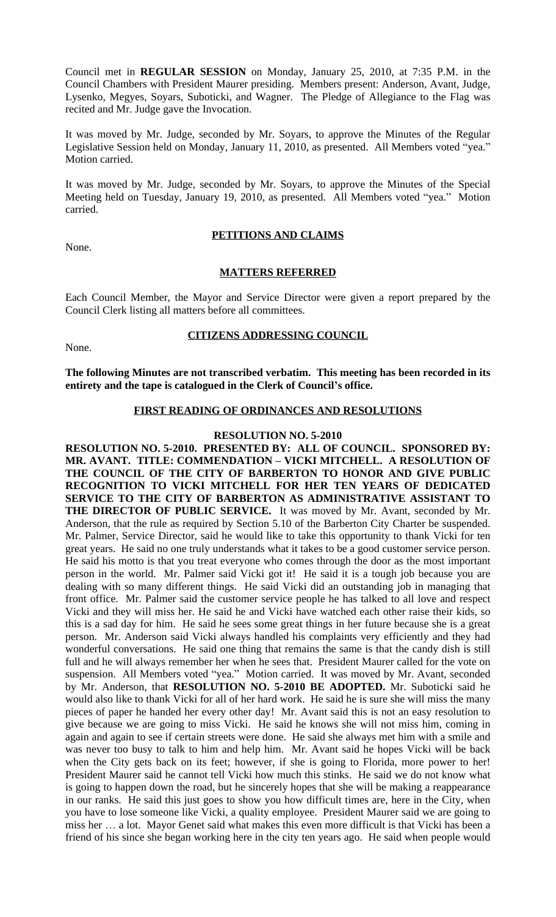Council met in **REGULAR SESSION** on Monday, January 25, 2010, at 7:35 P.M. in the Council Chambers with President Maurer presiding. Members present: Anderson, Avant, Judge, Lysenko, Megyes, Soyars, Suboticki, and Wagner. The Pledge of Allegiance to the Flag was recited and Mr. Judge gave the Invocation.

It was moved by Mr. Judge, seconded by Mr. Soyars, to approve the Minutes of the Regular Legislative Session held on Monday, January 11, 2010, as presented. All Members voted "yea." Motion carried.

It was moved by Mr. Judge, seconded by Mr. Soyars, to approve the Minutes of the Special Meeting held on Tuesday, January 19, 2010, as presented. All Members voted "yea." Motion carried.

## PETITIONS AND CLAIMS

None.

## MATTERS REFERRED

Each Council Member, the Mayor and Service Director were given a report prepared by the Council Clerk listing all matters before all committees.

## CITIZENS ADDRESSING COUNCIL

None.

**The following Minutes are not transcribed verbatim. This meeting has been recorded in its entirety and the tape is catalogued in the Clerk of Council's office.**

## FIRST READING OF ORDINANCES AND RESOLUTIONS

### RESOLUTION NO. 5-2010

**RESOLUTION NO. 5-2010. PRESENTED BY: ALL OF COUNCIL. SPONSORED BY: MR. AVANT. TITLE: COMMENDATION – VICKI MITCHELL. A RESOLUTION OF THE COUNCIL OF THE CITY OF BARBERTON TO HONOR AND GIVE PUBLIC RECOGNITION TO VICKI MITCHELL FOR HER TEN YEARS OF DEDICATED SERVICE TO THE CITY OF BARBERTON AS ADMINISTRATIVE ASSISTANT TO THE DIRECTOR OF PUBLIC SERVICE.** It was moved by Mr. Avant, seconded by Mr. Anderson, that the rule as required by Section 5.10 of the Barberton City Charter be suspended. Mr. Palmer, Service Director, said he would like to take this opportunity to thank Vicki for ten great years. He said no one truly understands what it takes to be a good customer service person. He said his motto is that you treat everyone who comes through the door as the most important person in the world. Mr. Palmer said Vicki got it! He said it is a tough job because you are dealing with so many different things. He said Vicki did an outstanding job in managing that front office. Mr. Palmer said the customer service people he has talked to all love and respect Vicki and they will miss her. He said he and Vicki have watched each other raise their kids, so this is a sad day for him. He said he sees some great things in her future because she is a great person. Mr. Anderson said Vicki always handled his complaints very efficiently and they had wonderful conversations. He said one thing that remains the same is that the candy dish is still full and he will always remember her when he sees that. President Maurer called for the vote on suspension. All Members voted "yea." Motion carried. It was moved by Mr. Avant, seconded by Mr. Anderson, that **RESOLUTION NO. 5-2010 BE ADOPTED.** Mr. Suboticki said he would also like to thank Vicki for all of her hard work. He said he is sure she will miss the many pieces of paper he handed her every other day! Mr. Avant said this is not an easy resolution to give because we are going to miss Vicki. He said he knows she will not miss him, coming in again and again to see if certain streets were done. He said she always met him with a smile and was never too busy to talk to him and help him. Mr. Avant said he hopes Vicki will be back when the City gets back on its feet; however, if she is going to Florida, more power to her! President Maurer said he cannot tell Vicki how much this stinks. He said we do not know what is going to happen down the road, but he sincerely hopes that she will be making a reappearance in our ranks. He said this just goes to show you how difficult times are, here in the City, when you have to lose someone like Vicki, a quality employee. President Maurer said we are going to miss her … a lot. Mayor Genet said what makes this even more difficult is that Vicki has been a friend of his since she began working here in the city ten years ago. He said when people would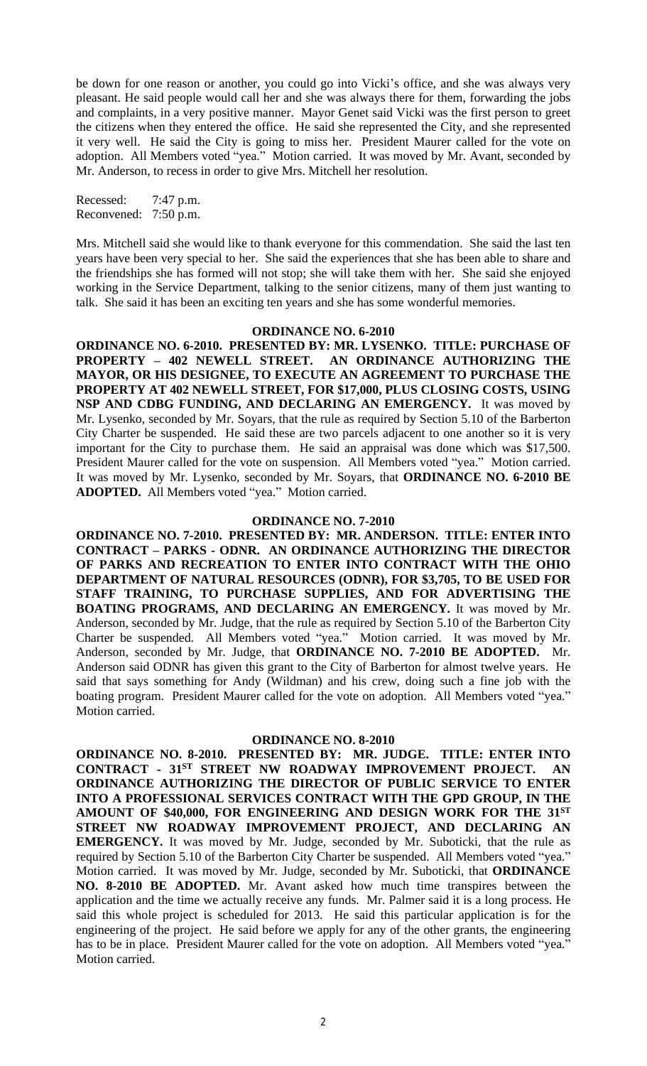be down for one reason or another, you could go into Vicki's office, and she was always very pleasant. He said people would call her and she was always there for them, forwarding the jobs and complaints, in a very positive manner. Mayor Genet said Vicki was the first person to greet the citizens when they entered the office. He said she represented the City, and she represented it very well. He said the City is going to miss her. President Maurer called for the vote on adoption. All Members voted "yea." Motion carried. It was moved by Mr. Avant, seconded by Mr. Anderson, to recess in order to give Mrs. Mitchell her resolution.

Recessed: 7:47 p.m.
Reconvened: 7:50 p.m.

Mrs. Mitchell said she would like to thank everyone for this commendation. She said the last ten years have been very special to her. She said the experiences that she has been able to share and the friendships she has formed will not stop; she will take them with her. She said she enjoyed working in the Service Department, talking to the senior citizens, many of them just wanting to talk. She said it has been an exciting ten years and she has some wonderful memories.

**ORDINANCE NO. 6-2010**

**ORDINANCE NO. 6-2010. PRESENTED BY: MR. LYSENKO. TITLE: PURCHASE OF PROPERTY – 402 NEWELL STREET. AN ORDINANCE AUTHORIZING THE MAYOR, OR HIS DESIGNEE, TO EXECUTE AN AGREEMENT TO PURCHASE THE PROPERTY AT 402 NEWELL STREET, FOR $17,000, PLUS CLOSING COSTS, USING NSP AND CDBG FUNDING, AND DECLARING AN EMERGENCY.** It was moved by Mr. Lysenko, seconded by Mr. Soyars, that the rule as required by Section 5.10 of the Barberton City Charter be suspended. He said these are two parcels adjacent to one another so it is very important for the City to purchase them. He said an appraisal was done which was $17,500. President Maurer called for the vote on suspension. All Members voted "yea." Motion carried. It was moved by Mr. Lysenko, seconded by Mr. Soyars, that **ORDINANCE NO. 6-2010 BE ADOPTED.** All Members voted "yea." Motion carried.

**ORDINANCE NO. 7-2010**

**ORDINANCE NO. 7-2010. PRESENTED BY: MR. ANDERSON. TITLE: ENTER INTO CONTRACT – PARKS - ODNR. AN ORDINANCE AUTHORIZING THE DIRECTOR OF PARKS AND RECREATION TO ENTER INTO CONTRACT WITH THE OHIO DEPARTMENT OF NATURAL RESOURCES (ODNR), FOR $3,705, TO BE USED FOR STAFF TRAINING, TO PURCHASE SUPPLIES, AND FOR ADVERTISING THE BOATING PROGRAMS, AND DECLARING AN EMERGENCY.** It was moved by Mr. Anderson, seconded by Mr. Judge, that the rule as required by Section 5.10 of the Barberton City Charter be suspended. All Members voted "yea." Motion carried. It was moved by Mr. Anderson, seconded by Mr. Judge, that **ORDINANCE NO. 7-2010 BE ADOPTED.** Mr. Anderson said ODNR has given this grant to the City of Barberton for almost twelve years. He said that says something for Andy (Wildman) and his crew, doing such a fine job with the boating program. President Maurer called for the vote on adoption. All Members voted "yea." Motion carried.

**ORDINANCE NO. 8-2010**

**ORDINANCE NO. 8-2010. PRESENTED BY: MR. JUDGE. TITLE: ENTER INTO CONTRACT - 31ST STREET NW ROADWAY IMPROVEMENT PROJECT. AN ORDINANCE AUTHORIZING THE DIRECTOR OF PUBLIC SERVICE TO ENTER INTO A PROFESSIONAL SERVICES CONTRACT WITH THE GPD GROUP, IN THE AMOUNT OF $40,000, FOR ENGINEERING AND DESIGN WORK FOR THE 31ST STREET NW ROADWAY IMPROVEMENT PROJECT, AND DECLARING AN EMERGENCY.** It was moved by Mr. Judge, seconded by Mr. Suboticki, that the rule as required by Section 5.10 of the Barberton City Charter be suspended. All Members voted "yea." Motion carried. It was moved by Mr. Judge, seconded by Mr. Suboticki, that **ORDINANCE NO. 8-2010 BE ADOPTED.** Mr. Avant asked how much time transpires between the application and the time we actually receive any funds. Mr. Palmer said it is a long process. He said this whole project is scheduled for 2013. He said this particular application is for the engineering of the project. He said before we apply for any of the other grants, the engineering has to be in place. President Maurer called for the vote on adoption. All Members voted "yea." Motion carried.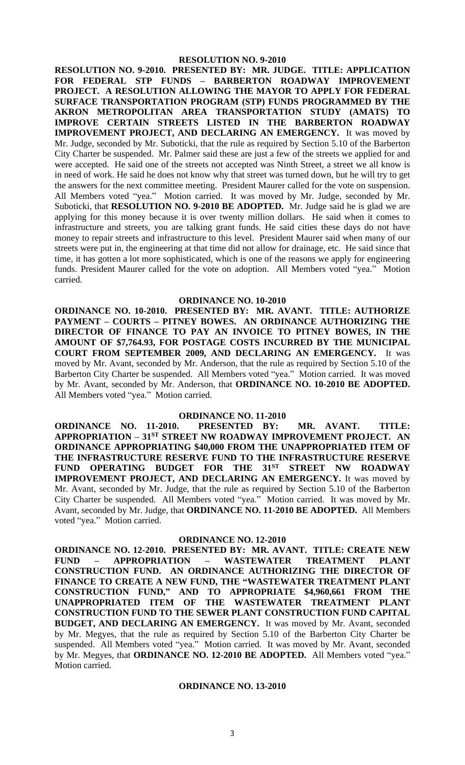#### RESOLUTION NO. 9-2010

**RESOLUTION NO. 9-2010. PRESENTED BY: MR. JUDGE. TITLE: APPLICATION FOR FEDERAL STP FUNDS – BARBERTON ROADWAY IMPROVEMENT PROJECT. A RESOLUTION ALLOWING THE MAYOR TO APPLY FOR FEDERAL SURFACE TRANSPORTATION PROGRAM (STP) FUNDS PROGRAMMED BY THE AKRON METROPOLITAN AREA TRANSPORTATION STUDY (AMATS) TO IMPROVE CERTAIN STREETS LISTED IN THE BARBERTON ROADWAY IMPROVEMENT PROJECT, AND DECLARING AN EMERGENCY.** It was moved by Mr. Judge, seconded by Mr. Suboticki, that the rule as required by Section 5.10 of the Barberton City Charter be suspended. Mr. Palmer said these are just a few of the streets we applied for and were accepted. He said one of the streets not accepted was Ninth Street, a street we all know is in need of work. He said he does not know why that street was turned down, but he will try to get the answers for the next committee meeting. President Maurer called for the vote on suspension. All Members voted "yea." Motion carried. It was moved by Mr. Judge, seconded by Mr. Suboticki, that **RESOLUTION NO. 9-2010 BE ADOPTED.** Mr. Judge said he is glad we are applying for this money because it is over twenty million dollars. He said when it comes to infrastructure and streets, you are talking grant funds. He said cities these days do not have money to repair streets and infrastructure to this level. President Maurer said when many of our streets were put in, the engineering at that time did not allow for drainage, etc. He said since that time, it has gotten a lot more sophisticated, which is one of the reasons we apply for engineering funds. President Maurer called for the vote on adoption. All Members voted "yea." Motion carried.

#### ORDINANCE NO. 10-2010

**ORDINANCE NO. 10-2010. PRESENTED BY: MR. AVANT. TITLE: AUTHORIZE PAYMENT – COURTS – PITNEY BOWES. AN ORDINANCE AUTHORIZING THE DIRECTOR OF FINANCE TO PAY AN INVOICE TO PITNEY BOWES, IN THE AMOUNT OF $7,764.93, FOR POSTAGE COSTS INCURRED BY THE MUNICIPAL COURT FROM SEPTEMBER 2009, AND DECLARING AN EMERGENCY.** It was moved by Mr. Avant, seconded by Mr. Anderson, that the rule as required by Section 5.10 of the Barberton City Charter be suspended. All Members voted "yea." Motion carried. It was moved by Mr. Avant, seconded by Mr. Anderson, that **ORDINANCE NO. 10-2010 BE ADOPTED.** All Members voted "yea." Motion carried.

#### ORDINANCE NO. 11-2010

**ORDINANCE NO. 11-2010. PRESENTED BY: MR. AVANT. TITLE: APPROPRIATION – 31ST STREET NW ROADWAY IMPROVEMENT PROJECT. AN ORDINANCE APPROPRIATING $40,000 FROM THE UNAPPROPRIATED ITEM OF THE INFRASTRUCTURE RESERVE FUND TO THE INFRASTRUCTURE RESERVE FUND OPERATING BUDGET FOR THE 31ST STREET NW ROADWAY IMPROVEMENT PROJECT, AND DECLARING AN EMERGENCY.** It was moved by Mr. Avant, seconded by Mr. Judge, that the rule as required by Section 5.10 of the Barberton City Charter be suspended. All Members voted "yea." Motion carried. It was moved by Mr. Avant, seconded by Mr. Judge, that **ORDINANCE NO. 11-2010 BE ADOPTED.** All Members voted "yea." Motion carried.

#### ORDINANCE NO. 12-2010

**ORDINANCE NO. 12-2010. PRESENTED BY: MR. AVANT. TITLE: CREATE NEW FUND – APPROPRIATION – WASTEWATER TREATMENT PLANT CONSTRUCTION FUND. AN ORDINANCE AUTHORIZING THE DIRECTOR OF FINANCE TO CREATE A NEW FUND, THE "WASTEWATER TREATMENT PLANT CONSTRUCTION FUND," AND TO APPROPRIATE $4,960,661 FROM THE UNAPPROPRIATED ITEM OF THE WASTEWATER TREATMENT PLANT CONSTRUCTION FUND TO THE SEWER PLANT CONSTRUCTION FUND CAPITAL BUDGET, AND DECLARING AN EMERGENCY.** It was moved by Mr. Avant, seconded by Mr. Megyes, that the rule as required by Section 5.10 of the Barberton City Charter be suspended. All Members voted "yea." Motion carried. It was moved by Mr. Avant, seconded by Mr. Megyes, that **ORDINANCE NO. 12-2010 BE ADOPTED.** All Members voted "yea." Motion carried.

#### ORDINANCE NO. 13-2010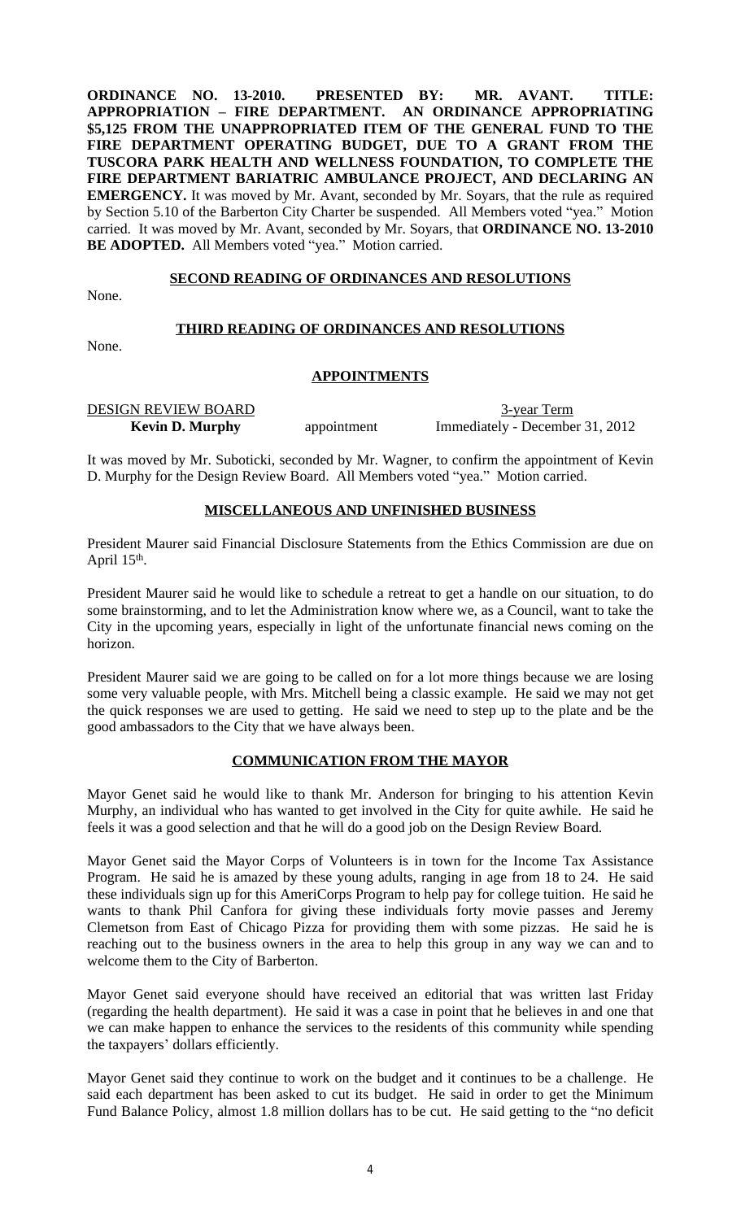**ORDINANCE NO. 13-2010. PRESENTED BY: MR. AVANT. TITLE: APPROPRIATION – FIRE DEPARTMENT. AN ORDINANCE APPROPRIATING $5,125 FROM THE UNAPPROPRIATED ITEM OF THE GENERAL FUND TO THE FIRE DEPARTMENT OPERATING BUDGET, DUE TO A GRANT FROM THE TUSCORA PARK HEALTH AND WELLNESS FOUNDATION, TO COMPLETE THE FIRE DEPARTMENT BARIATRIC AMBULANCE PROJECT, AND DECLARING AN EMERGENCY.** It was moved by Mr. Avant, seconded by Mr. Soyars, that the rule as required by Section 5.10 of the Barberton City Charter be suspended. All Members voted "yea." Motion carried. It was moved by Mr. Avant, seconded by Mr. Soyars, that **ORDINANCE NO. 13-2010 BE ADOPTED.** All Members voted "yea." Motion carried.

## SECOND READING OF ORDINANCES AND RESOLUTIONS

None.

## THIRD READING OF ORDINANCES AND RESOLUTIONS

None.

## APPOINTMENTS

| DESIGN REVIEW BOARD | | 3-year Term |
|---|---|---|
| **Kevin D. Murphy** | appointment | Immediately - December 31, 2012 |

It was moved by Mr. Suboticki, seconded by Mr. Wagner, to confirm the appointment of Kevin D. Murphy for the Design Review Board. All Members voted "yea." Motion carried.

## MISCELLANEOUS AND UNFINISHED BUSINESS

President Maurer said Financial Disclosure Statements from the Ethics Commission are due on April 15th.

President Maurer said he would like to schedule a retreat to get a handle on our situation, to do some brainstorming, and to let the Administration know where we, as a Council, want to take the City in the upcoming years, especially in light of the unfortunate financial news coming on the horizon.

President Maurer said we are going to be called on for a lot more things because we are losing some very valuable people, with Mrs. Mitchell being a classic example. He said we may not get the quick responses we are used to getting. He said we need to step up to the plate and be the good ambassadors to the City that we have always been.

## COMMUNICATION FROM THE MAYOR

Mayor Genet said he would like to thank Mr. Anderson for bringing to his attention Kevin Murphy, an individual who has wanted to get involved in the City for quite awhile. He said he feels it was a good selection and that he will do a good job on the Design Review Board.

Mayor Genet said the Mayor Corps of Volunteers is in town for the Income Tax Assistance Program. He said he is amazed by these young adults, ranging in age from 18 to 24. He said these individuals sign up for this AmeriCorps Program to help pay for college tuition. He said he wants to thank Phil Canfora for giving these individuals forty movie passes and Jeremy Clemetson from East of Chicago Pizza for providing them with some pizzas. He said he is reaching out to the business owners in the area to help this group in any way we can and to welcome them to the City of Barberton.

Mayor Genet said everyone should have received an editorial that was written last Friday (regarding the health department). He said it was a case in point that he believes in and one that we can make happen to enhance the services to the residents of this community while spending the taxpayers' dollars efficiently.

Mayor Genet said they continue to work on the budget and it continues to be a challenge. He said each department has been asked to cut its budget. He said in order to get the Minimum Fund Balance Policy, almost 1.8 million dollars has to be cut. He said getting to the "no deficit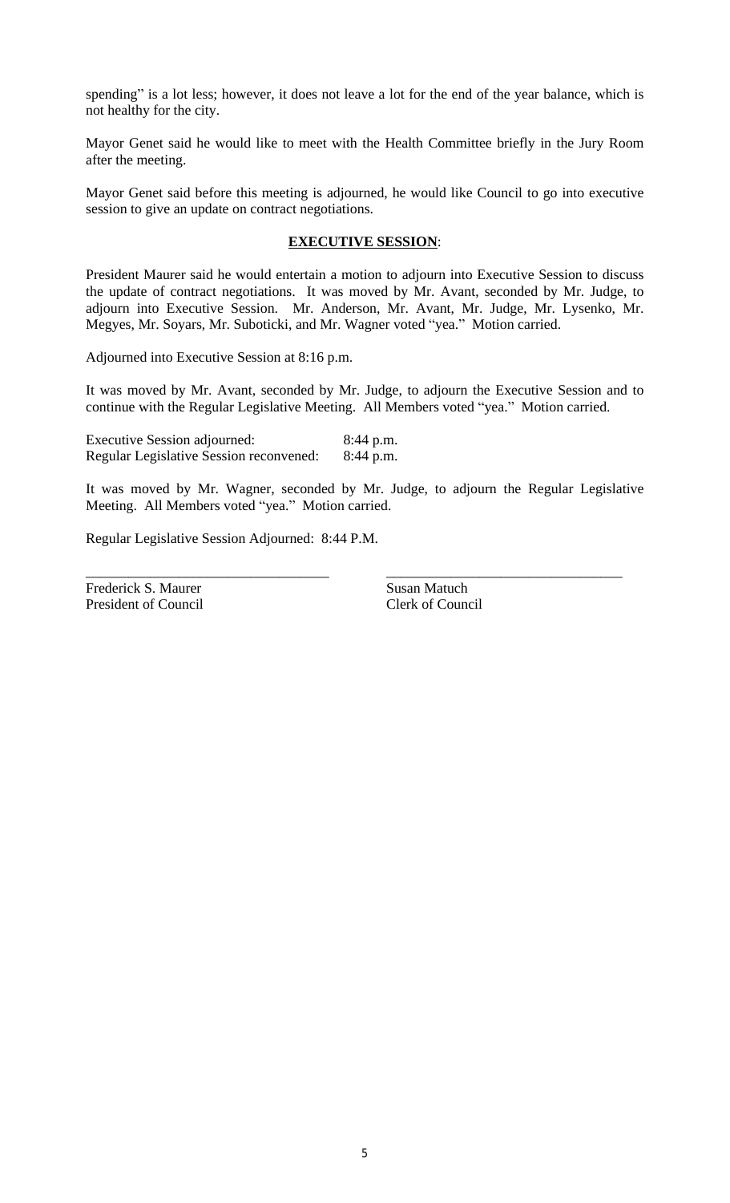spending" is a lot less; however, it does not leave a lot for the end of the year balance, which is not healthy for the city.

Mayor Genet said he would like to meet with the Health Committee briefly in the Jury Room after the meeting.

Mayor Genet said before this meeting is adjourned, he would like Council to go into executive session to give an update on contract negotiations.

**EXECUTIVE SESSION**:

President Maurer said he would entertain a motion to adjourn into Executive Session to discuss the update of contract negotiations. It was moved by Mr. Avant, seconded by Mr. Judge, to adjourn into Executive Session. Mr. Anderson, Mr. Avant, Mr. Judge, Mr. Lysenko, Mr. Megyes, Mr. Soyars, Mr. Suboticki, and Mr. Wagner voted "yea." Motion carried.

Adjourned into Executive Session at 8:16 p.m.

It was moved by Mr. Avant, seconded by Mr. Judge, to adjourn the Executive Session and to continue with the Regular Legislative Meeting. All Members voted "yea." Motion carried.

| | |
|---|---|
| Executive Session adjourned: | 8:44 p.m. |
| Regular Legislative Session reconvened: | 8:44 p.m. |

It was moved by Mr. Wagner, seconded by Mr. Judge, to adjourn the Regular Legislative Meeting. All Members voted "yea." Motion carried.

Regular Legislative Session Adjourned: 8:44 P.M.

| | |
|---|---|
| ______________________________ | ______________________________ |
| Frederick S. Maurer | Susan Matuch |
| President of Council | Clerk of Council |